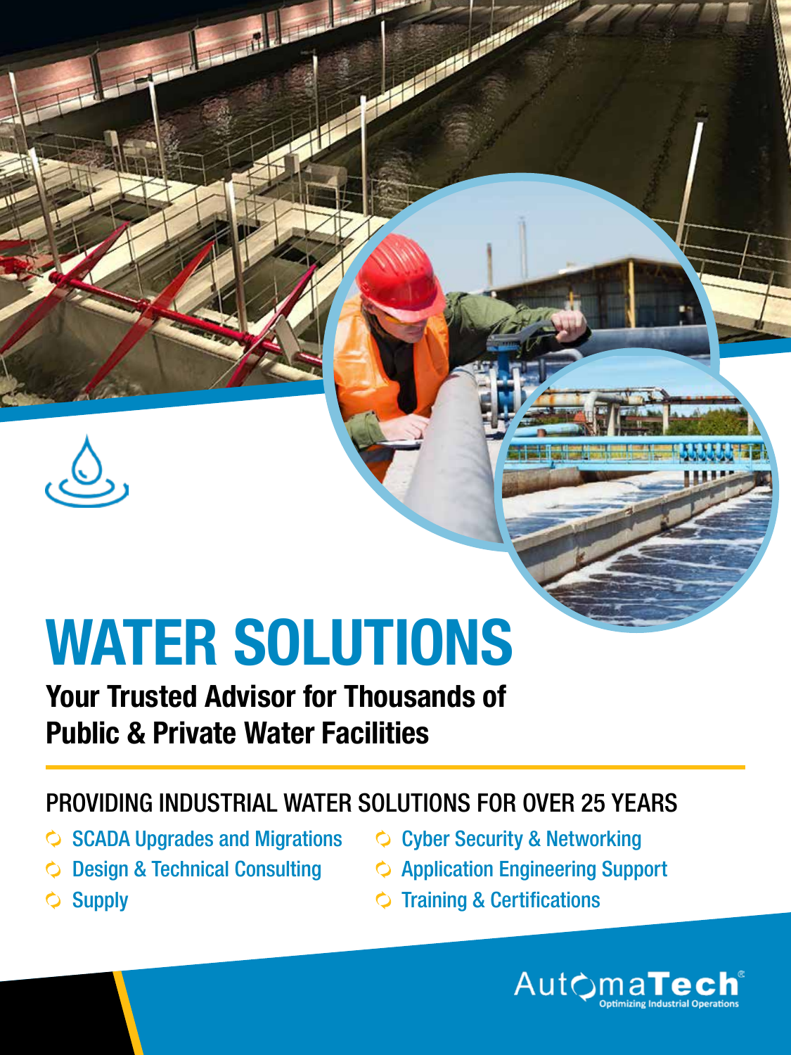# WATER SOLUTIONS

## Your Trusted Advisor for Thousands of Public & Private Water Facilities

### PROVIDING INDUSTRIAL WATER SOLUTIONS FOR OVER 25 YEARS

- SCADA Upgrades and Migrations
- Design & Technical Consulting
- Supply
- Cyber Security & Networking
- Application Engineering Support
- Training & Certifications

AutomaTech®
Optimizing Industrial Operations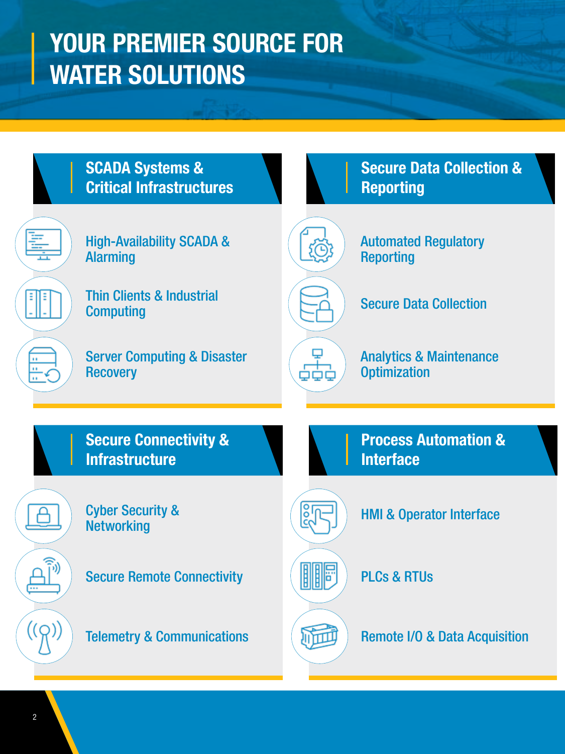# YOUR PREMIER SOURCE FOR WATER SOLUTIONS

## SCADA Systems & Critical Infrastructures

- High-Availability SCADA & Alarming
- Thin Clients & Industrial Computing
- Server Computing & Disaster Recovery

## Secure Data Collection & Reporting

- Automated Regulatory Reporting
- Secure Data Collection
- Analytics & Maintenance Optimization

## Secure Connectivity & Infrastructure

- Cyber Security & Networking
- Secure Remote Connectivity
- Telemetry & Communications

## Process Automation & Interface

- HMI & Operator Interface
- PLCs & RTUs
- Remote I/O & Data Acquisition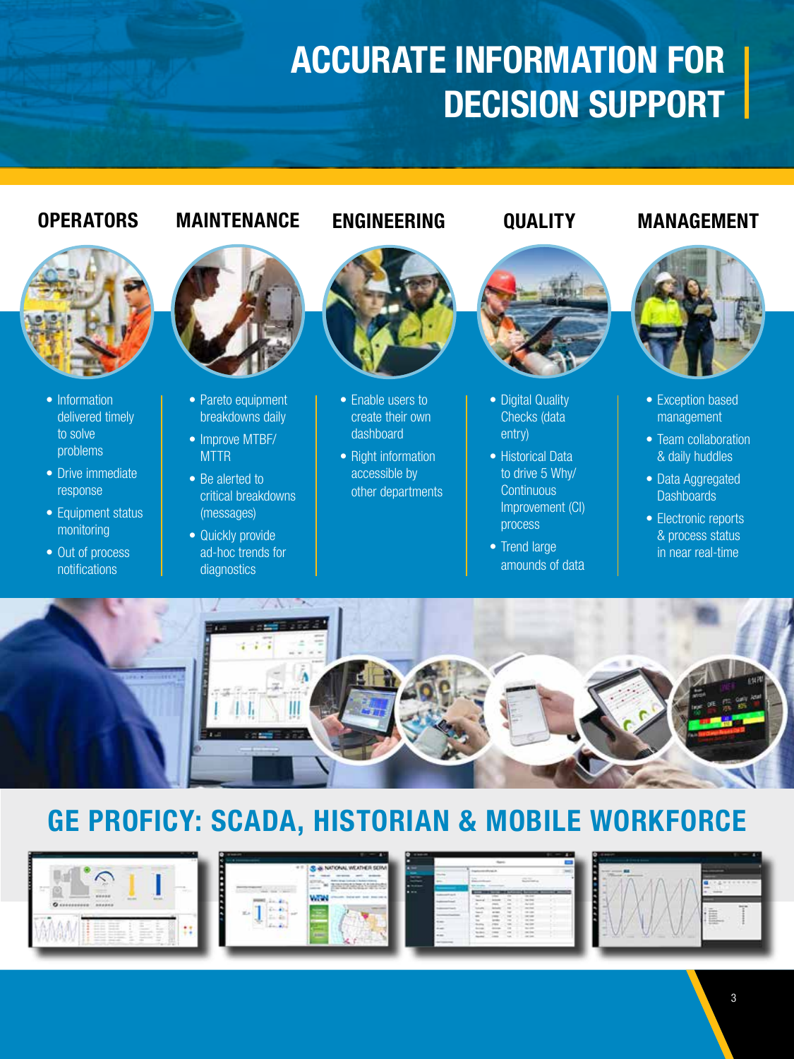# ACCURATE INFORMATION FOR DECISION SUPPORT

## OPERATORS

- Information delivered timely to solve problems
- Drive immediate response
- Equipment status monitoring
- Out of process notifications

## MAINTENANCE

- Pareto equipment breakdowns daily
- Improve MTBF/ MTTR
- Be alerted to critical breakdowns (messages)
- Quickly provide ad-hoc trends for diagnostics

## ENGINEERING

- Enable users to create their own dashboard
- Right information accessible by other departments

## QUALITY

- Digital Quality Checks (data entry)
- Historical Data to drive 5 Why/ Continuous Improvement (CI) process
- Trend large amounds of data

## MANAGEMENT

- Exception based management
- Team collaboration & daily huddles
- Data Aggregated Dashboards
- Electronic reports & process status in near real-time

# GE PROFICY: SCADA, HISTORIAN & MOBILE WORKFORCE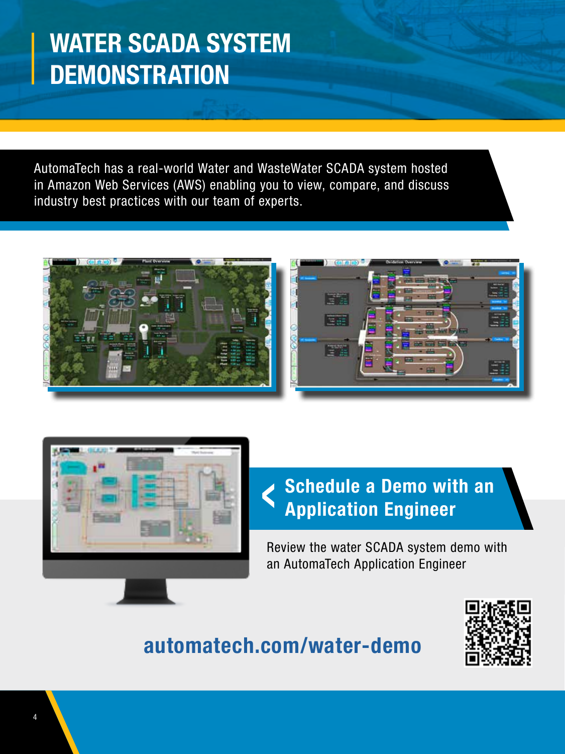# WATER SCADA SYSTEM DEMONSTRATION

AutomaTech has a real-world Water and WasteWater SCADA system hosted in Amazon Web Services (AWS) enabling you to view, compare, and discuss industry best practices with our team of experts.

## Schedule a Demo with an Application Engineer

Review the water SCADA system demo with an AutomaTech Application Engineer

**automatech.com/water-demo**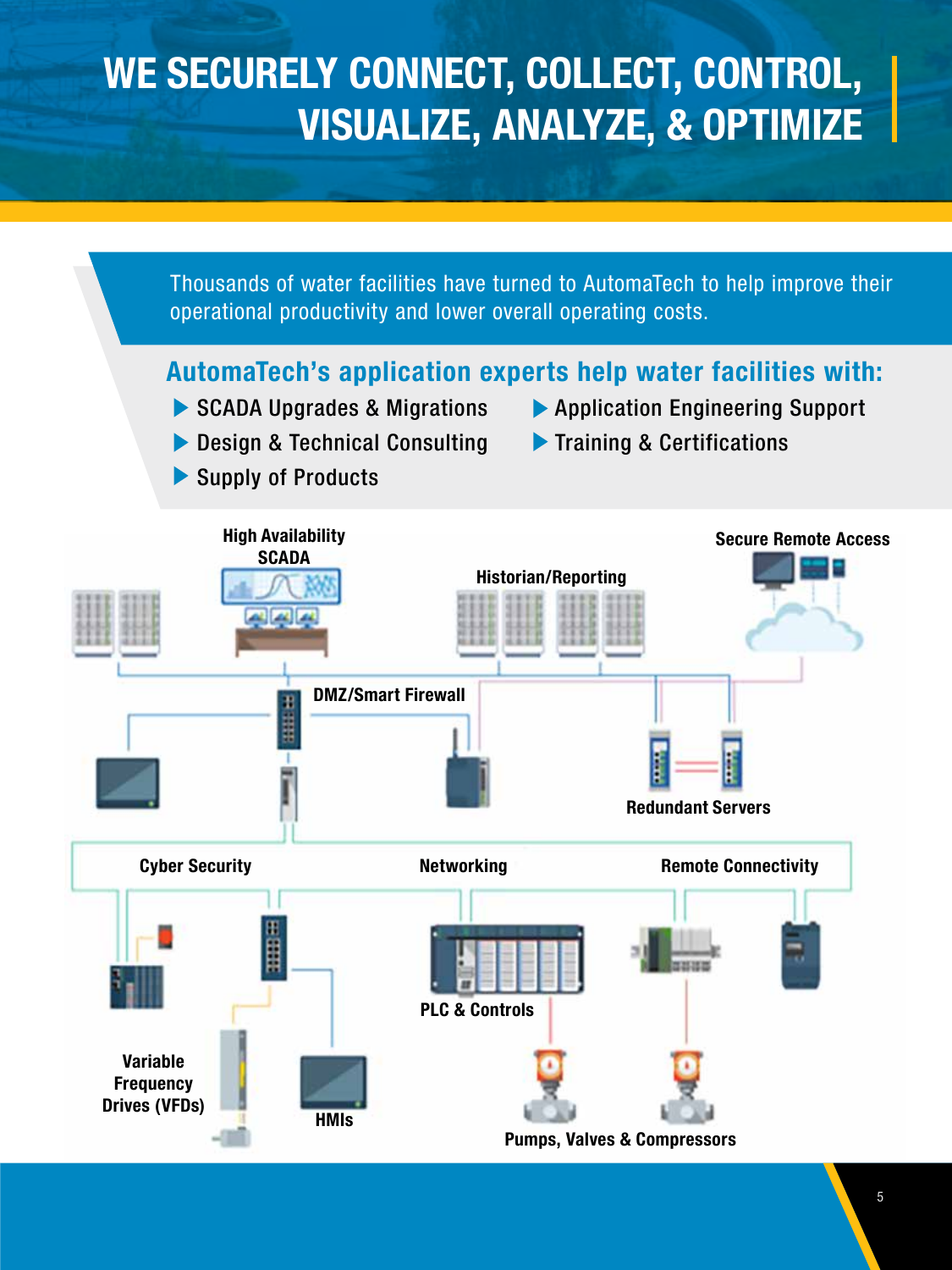# WE SECURELY CONNECT, COLLECT, CONTROL, VISUALIZE, ANALYZE, & OPTIMIZE

Thousands of water facilities have turned to AutomaTech to help improve their operational productivity and lower overall operating costs.

## AutomaTech's application experts help water facilities with:

- SCADA Upgrades & Migrations
- Design & Technical Consulting
- Supply of Products
- Application Engineering Support
- Training & Certifications

High Availability SCADA

Historian/Reporting

Secure Remote Access

DMZ/Smart Firewall

Redundant Servers

Cyber Security

Networking

Remote Connectivity

PLC & Controls

Variable Frequency Drives (VFDs)

HMIs

Pumps, Valves & Compressors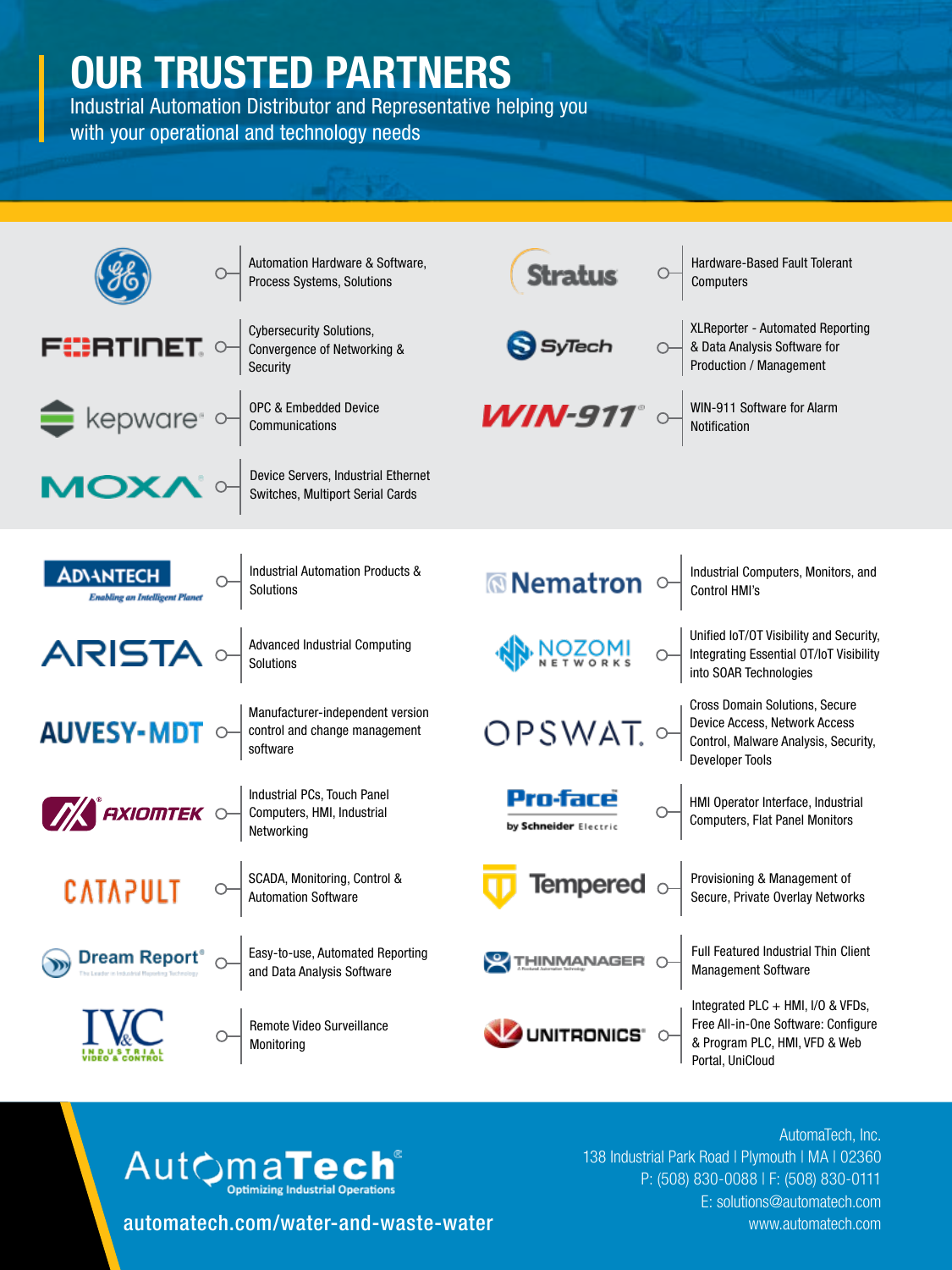# OUR TRUSTED PARTNERS

Industrial Automation Distributor and Representative helping you with your operational and technology needs

| | |
|---|---|
| GE | Automation Hardware & Software, Process Systems, Solutions |
| FORTINET | Cybersecurity Solutions, Convergence of Networking & Security |
| kepware | OPC & Embedded Device Communications |
| MOXA | Device Servers, Industrial Ethernet Switches, Multiport Serial Cards |
| Stratus | Hardware-Based Fault Tolerant Computers |
| SyTech | XLReporter - Automated Reporting & Data Analysis Software for Production / Management |
| WIN-911 | WIN-911 Software for Alarm Notification |
| ADVANTECH – Enabling an Intelligent Planet | Industrial Automation Products & Solutions |
| ARISTA | Advanced Industrial Computing Solutions |
| AUVESY-MDT | Manufacturer-independent version control and change management software |
| AXIOMTEK | Industrial PCs, Touch Panel Computers, HMI, Industrial Networking |
| CATAPULT | SCADA, Monitoring, Control & Automation Software |
| Dream Report | Easy-to-use, Automated Reporting and Data Analysis Software |
| IVC Industrial Video & Control | Remote Video Surveillance Monitoring |
| Nematron | Industrial Computers, Monitors, and Control HMI's |
| NOZOMI NETWORKS | Unified IoT/OT Visibility and Security, Integrating Essential OT/IoT Visibility into SOAR Technologies |
| OPSWAT | Cross Domain Solutions, Secure Device Access, Network Access Control, Malware Analysis, Security, Developer Tools |
| Pro-face by Schneider Electric | HMI Operator Interface, Industrial Computers, Flat Panel Monitors |
| Tempered | Provisioning & Management of Secure, Private Overlay Networks |
| THINMANAGER | Full Featured Industrial Thin Client Management Software |
| UNITRONICS | Integrated PLC + HMI, I/O & VFDs, Free All-in-One Software: Configure & Program PLC, HMI, VFD & Web Portal, UniCloud |

AutomaTech® – Optimizing Industrial Operations

automatech.com/water-and-waste-water

AutomaTech, Inc.
138 Industrial Park Road | Plymouth | MA | 02360
P: (508) 830-0088 | F: (508) 830-0111
E: solutions@automatech.com
www.automatech.com